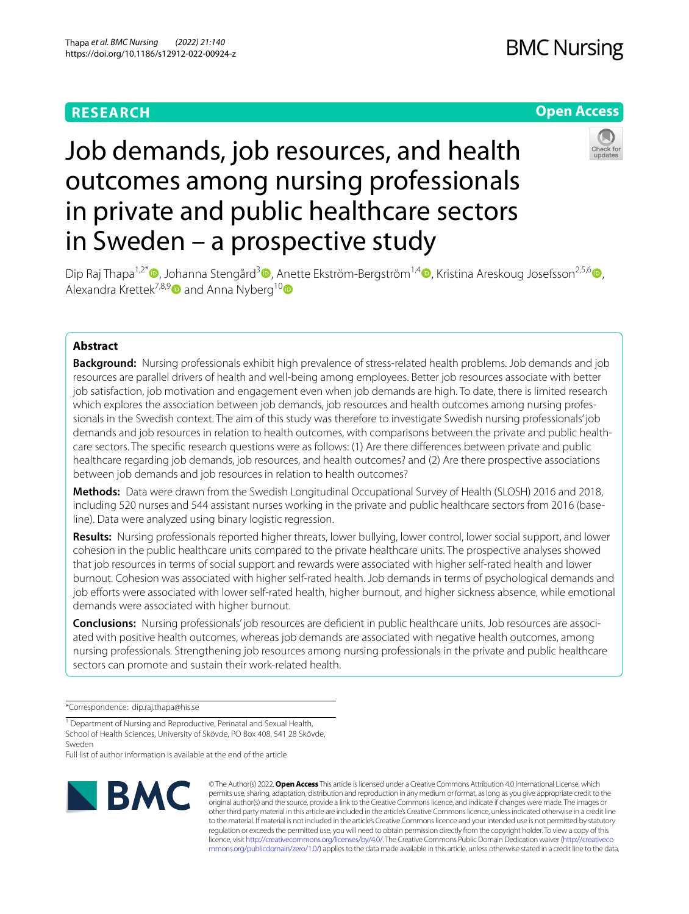RESEARCH

Open Access

# Job demands, job resources, and health outcomes among nursing professionals in private and public healthcare sectors in Sweden – a prospective study

Dip Raj Thapa[1,2*], Johanna Stengård[3], Anette Ekström-Bergström[1,4], Kristina Areskoug Josefsson[2,5,6], Alexandra Krettek[7,8,9] and Anna Nyberg[10]

## Abstract

**Background:** Nursing professionals exhibit high prevalence of stress-related health problems. Job demands and job resources are parallel drivers of health and well-being among employees. Better job resources associate with better job satisfaction, job motivation and engagement even when job demands are high. To date, there is limited research which explores the association between job demands, job resources and health outcomes among nursing professionals in the Swedish context. The aim of this study was therefore to investigate Swedish nursing professionals' job demands and job resources in relation to health outcomes, with comparisons between the private and public healthcare sectors. The specific research questions were as follows: (1) Are there differences between private and public healthcare regarding job demands, job resources, and health outcomes? and (2) Are there prospective associations between job demands and job resources in relation to health outcomes?

**Methods:** Data were drawn from the Swedish Longitudinal Occupational Survey of Health (SLOSH) 2016 and 2018, including 520 nurses and 544 assistant nurses working in the private and public healthcare sectors from 2016 (baseline). Data were analyzed using binary logistic regression.

**Results:** Nursing professionals reported higher threats, lower bullying, lower control, lower social support, and lower cohesion in the public healthcare units compared to the private healthcare units. The prospective analyses showed that job resources in terms of social support and rewards were associated with higher self-rated health and lower burnout. Cohesion was associated with higher self-rated health. Job demands in terms of psychological demands and job efforts were associated with lower self-rated health, higher burnout, and higher sickness absence, while emotional demands were associated with higher burnout.

**Conclusions:** Nursing professionals' job resources are deficient in public healthcare units. Job resources are associated with positive health outcomes, whereas job demands are associated with negative health outcomes, among nursing professionals. Strengthening job resources among nursing professionals in the private and public healthcare sectors can promote and sustain their work-related health.

*Correspondence: dip.raj.thapa@his.se

[1] Department of Nursing and Reproductive, Perinatal and Sexual Health, School of Health Sciences, University of Skövde, PO Box 408, 541 28 Skövde, Sweden

Full list of author information is available at the end of the article

© The Author(s) 2022. **Open Access** This article is licensed under a Creative Commons Attribution 4.0 International License, which permits use, sharing, adaptation, distribution and reproduction in any medium or format, as long as you give appropriate credit to the original author(s) and the source, provide a link to the Creative Commons licence, and indicate if changes were made. The images or other third party material in this article are included in the article's Creative Commons licence, unless indicated otherwise in a credit line to the material. If material is not included in the article's Creative Commons licence and your intended use is not permitted by statutory regulation or exceeds the permitted use, you will need to obtain permission directly from the copyright holder. To view a copy of this licence, visit http://creativecommons.org/licenses/by/4.0/. The Creative Commons Public Domain Dedication waiver (http://creativecommons.org/publicdomain/zero/1.0/) applies to the data made available in this article, unless otherwise stated in a credit line to the data.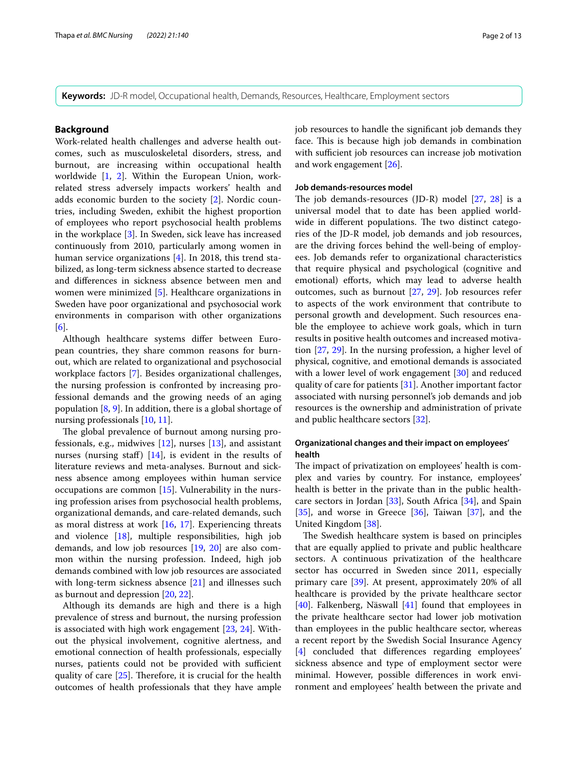**Keywords:** JD-R model, Occupational health, Demands, Resources, Healthcare, Employment sectors

## Background

Work-related health challenges and adverse health outcomes, such as musculoskeletal disorders, stress, and burnout, are increasing within occupational health worldwide [1, 2]. Within the European Union, work-related stress adversely impacts workers' health and adds economic burden to the society [2]. Nordic countries, including Sweden, exhibit the highest proportion of employees who report psychosocial health problems in the workplace [3]. In Sweden, sick leave has increased continuously from 2010, particularly among women in human service organizations [4]. In 2018, this trend stabilized, as long-term sickness absence started to decrease and differences in sickness absence between men and women were minimized [5]. Healthcare organizations in Sweden have poor organizational and psychosocial work environments in comparison with other organizations [6].

Although healthcare systems differ between European countries, they share common reasons for burnout, which are related to organizational and psychosocial workplace factors [7]. Besides organizational challenges, the nursing profession is confronted by increasing professional demands and the growing needs of an aging population [8, 9]. In addition, there is a global shortage of nursing professionals [10, 11].

The global prevalence of burnout among nursing professionals, e.g., midwives [12], nurses [13], and assistant nurses (nursing staff) [14], is evident in the results of literature reviews and meta-analyses. Burnout and sickness absence among employees within human service occupations are common [15]. Vulnerability in the nursing profession arises from psychosocial health problems, organizational demands, and care-related demands, such as moral distress at work [16, 17]. Experiencing threats and violence [18], multiple responsibilities, high job demands, and low job resources [19, 20] are also common within the nursing profession. Indeed, high job demands combined with low job resources are associated with long-term sickness absence [21] and illnesses such as burnout and depression [20, 22].

Although its demands are high and there is a high prevalence of stress and burnout, the nursing profession is associated with high work engagement [23, 24]. Without the physical involvement, cognitive alertness, and emotional connection of health professionals, especially nurses, patients could not be provided with sufficient quality of care [25]. Therefore, it is crucial for the health outcomes of health professionals that they have ample job resources to handle the significant job demands they face. This is because high job demands in combination with sufficient job resources can increase job motivation and work engagement [26].

### Job demands-resources model

The job demands-resources (JD-R) model [27, 28] is a universal model that to date has been applied worldwide in different populations. The two distinct categories of the JD-R model, job demands and job resources, are the driving forces behind the well-being of employees. Job demands refer to organizational characteristics that require physical and psychological (cognitive and emotional) efforts, which may lead to adverse health outcomes, such as burnout [27, 29]. Job resources refer to aspects of the work environment that contribute to personal growth and development. Such resources enable the employee to achieve work goals, which in turn results in positive health outcomes and increased motivation [27, 29]. In the nursing profession, a higher level of physical, cognitive, and emotional demands is associated with a lower level of work engagement [30] and reduced quality of care for patients [31]. Another important factor associated with nursing personnel's job demands and job resources is the ownership and administration of private and public healthcare sectors [32].

### Organizational changes and their impact on employees' health

The impact of privatization on employees' health is complex and varies by country. For instance, employees' health is better in the private than in the public healthcare sectors in Jordan [33], South Africa [34], and Spain [35], and worse in Greece [36], Taiwan [37], and the United Kingdom [38].

The Swedish healthcare system is based on principles that are equally applied to private and public healthcare sectors. A continuous privatization of the healthcare sector has occurred in Sweden since 2011, especially primary care [39]. At present, approximately 20% of all healthcare is provided by the private healthcare sector [40]. Falkenberg, Näswall [41] found that employees in the private healthcare sector had lower job motivation than employees in the public healthcare sector, whereas a recent report by the Swedish Social Insurance Agency [4] concluded that differences regarding employees' sickness absence and type of employment sector were minimal. However, possible differences in work environment and employees' health between the private and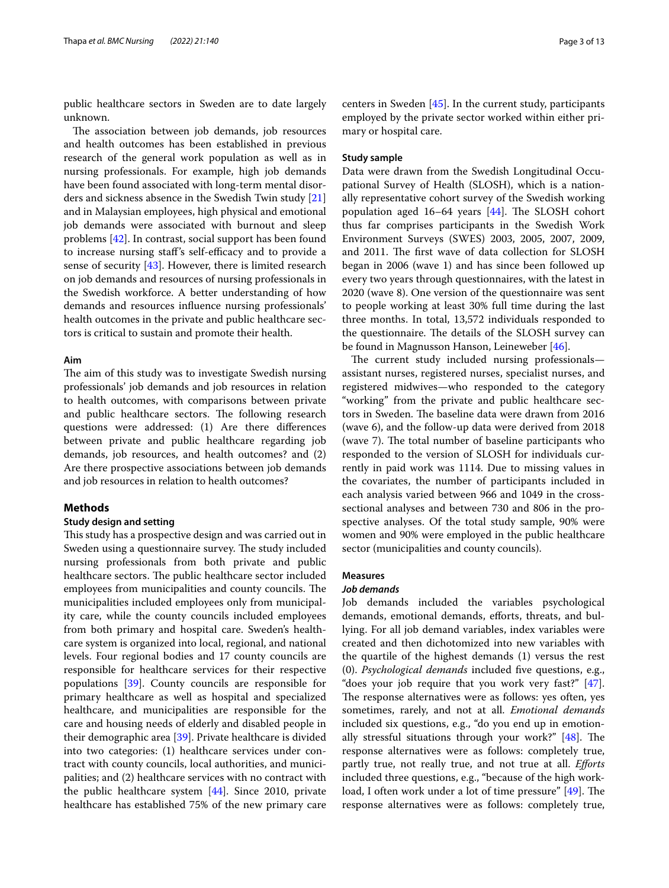public healthcare sectors in Sweden are to date largely unknown.

The association between job demands, job resources and health outcomes has been established in previous research of the general work population as well as in nursing professionals. For example, high job demands have been found associated with long-term mental disorders and sickness absence in the Swedish Twin study [21] and in Malaysian employees, high physical and emotional job demands were associated with burnout and sleep problems [42]. In contrast, social support has been found to increase nursing staff's self-efficacy and to provide a sense of security [43]. However, there is limited research on job demands and resources of nursing professionals in the Swedish workforce. A better understanding of how demands and resources influence nursing professionals' health outcomes in the private and public healthcare sectors is critical to sustain and promote their health.

### Aim

The aim of this study was to investigate Swedish nursing professionals' job demands and job resources in relation to health outcomes, with comparisons between private and public healthcare sectors. The following research questions were addressed: (1) Are there differences between private and public healthcare regarding job demands, job resources, and health outcomes? and (2) Are there prospective associations between job demands and job resources in relation to health outcomes?

## Methods

### Study design and setting

This study has a prospective design and was carried out in Sweden using a questionnaire survey. The study included nursing professionals from both private and public healthcare sectors. The public healthcare sector included employees from municipalities and county councils. The municipalities included employees only from municipality care, while the county councils included employees from both primary and hospital care. Sweden's healthcare system is organized into local, regional, and national levels. Four regional bodies and 17 county councils are responsible for healthcare services for their respective populations [39]. County councils are responsible for primary healthcare as well as hospital and specialized healthcare, and municipalities are responsible for the care and housing needs of elderly and disabled people in their demographic area [39]. Private healthcare is divided into two categories: (1) healthcare services under contract with county councils, local authorities, and municipalities; and (2) healthcare services with no contract with the public healthcare system [44]. Since 2010, private healthcare has established 75% of the new primary care centers in Sweden [45]. In the current study, participants employed by the private sector worked within either primary or hospital care.

### Study sample

Data were drawn from the Swedish Longitudinal Occupational Survey of Health (SLOSH), which is a nationally representative cohort survey of the Swedish working population aged 16–64 years [44]. The SLOSH cohort thus far comprises participants in the Swedish Work Environment Surveys (SWES) 2003, 2005, 2007, 2009, and 2011. The first wave of data collection for SLOSH began in 2006 (wave 1) and has since been followed up every two years through questionnaires, with the latest in 2020 (wave 8). One version of the questionnaire was sent to people working at least 30% full time during the last three months. In total, 13,572 individuals responded to the questionnaire. The details of the SLOSH survey can be found in Magnusson Hanson, Leineweber [46].

The current study included nursing professionals—assistant nurses, registered nurses, specialist nurses, and registered midwives—who responded to the category "working" from the private and public healthcare sectors in Sweden. The baseline data were drawn from 2016 (wave 6), and the follow-up data were derived from 2018 (wave 7). The total number of baseline participants who responded to the version of SLOSH for individuals currently in paid work was 1114. Due to missing values in the covariates, the number of participants included in each analysis varied between 966 and 1049 in the cross-sectional analyses and between 730 and 806 in the prospective analyses. Of the total study sample, 90% were women and 90% were employed in the public healthcare sector (municipalities and county councils).

### Measures

#### *Job demands*

Job demands included the variables psychological demands, emotional demands, efforts, threats, and bullying. For all job demand variables, index variables were created and then dichotomized into new variables with the quartile of the highest demands (1) versus the rest (0). *Psychological demands* included five questions, e.g., "does your job require that you work very fast?" [47]. The response alternatives were as follows: yes often, yes sometimes, rarely, and not at all. *Emotional demands* included six questions, e.g., "do you end up in emotionally stressful situations through your work?" [48]. The response alternatives were as follows: completely true, partly true, not really true, and not true at all. *Efforts* included three questions, e.g., "because of the high workload, I often work under a lot of time pressure" [49]. The response alternatives were as follows: completely true,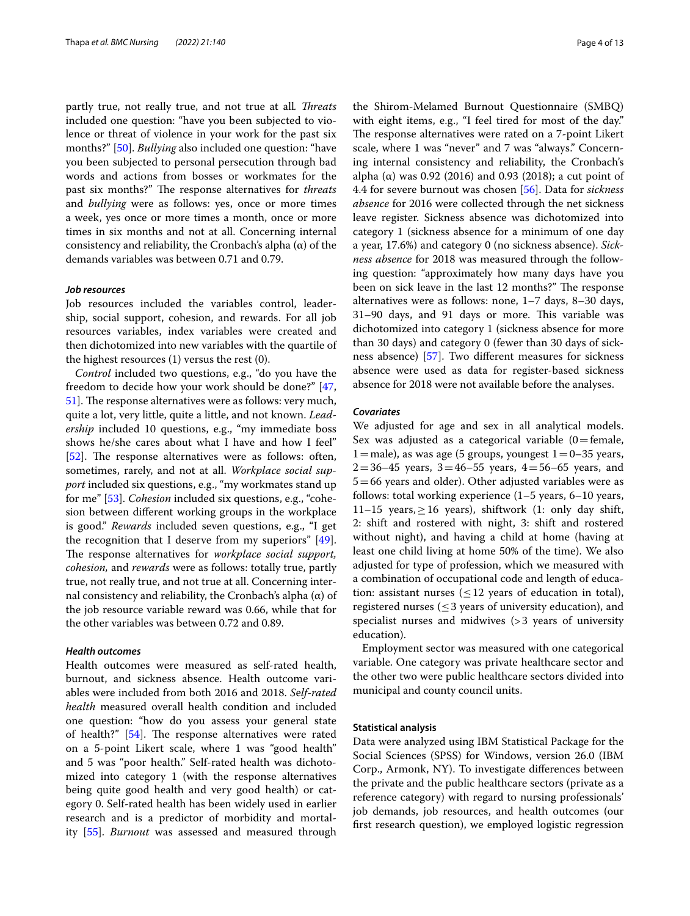partly true, not really true, and not true at all. *Threats* included one question: "have you been subjected to violence or threat of violence in your work for the past six months?" [50]. *Bullying* also included one question: "have you been subjected to personal persecution through bad words and actions from bosses or workmates for the past six months?" The response alternatives for *threats* and *bullying* were as follows: yes, once or more times a week, yes once or more times a month, once or more times in six months and not at all. Concerning internal consistency and reliability, the Cronbach's alpha (α) of the demands variables was between 0.71 and 0.79.

### Job resources

Job resources included the variables control, leadership, social support, cohesion, and rewards. For all job resources variables, index variables were created and then dichotomized into new variables with the quartile of the highest resources (1) versus the rest (0).

*Control* included two questions, e.g., "do you have the freedom to decide how your work should be done?" [47, 51]. The response alternatives were as follows: very much, quite a lot, very little, quite a little, and not known. *Leadership* included 10 questions, e.g., "my immediate boss shows he/she cares about what I have and how I feel" [52]. The response alternatives were as follows: often, sometimes, rarely, and not at all. *Workplace social support* included six questions, e.g., "my workmates stand up for me" [53]. *Cohesion* included six questions, e.g., "cohesion between different working groups in the workplace is good." *Rewards* included seven questions, e.g., "I get the recognition that I deserve from my superiors" [49]. The response alternatives for *workplace social support, cohesion,* and *rewards* were as follows: totally true, partly true, not really true, and not true at all. Concerning internal consistency and reliability, the Cronbach's alpha (α) of the job resource variable reward was 0.66, while that for the other variables was between 0.72 and 0.89.

### Health outcomes

Health outcomes were measured as self-rated health, burnout, and sickness absence. Health outcome variables were included from both 2016 and 2018. *Self-rated health* measured overall health condition and included one question: "how do you assess your general state of health?" [54]. The response alternatives were rated on a 5-point Likert scale, where 1 was "good health" and 5 was "poor health." Self-rated health was dichotomized into category 1 (with the response alternatives being quite good health and very good health) or category 0. Self-rated health has been widely used in earlier research and is a predictor of morbidity and mortality [55]. *Burnout* was assessed and measured through the Shirom-Melamed Burnout Questionnaire (SMBQ) with eight items, e.g., "I feel tired for most of the day." The response alternatives were rated on a 7-point Likert scale, where 1 was "never" and 7 was "always." Concerning internal consistency and reliability, the Cronbach's alpha (α) was 0.92 (2016) and 0.93 (2018); a cut point of 4.4 for severe burnout was chosen [56]. Data for *sickness absence* for 2016 were collected through the net sickness leave register. Sickness absence was dichotomized into category 1 (sickness absence for a minimum of one day a year, 17.6%) and category 0 (no sickness absence). *Sickness absence* for 2018 was measured through the following question: "approximately how many days have you been on sick leave in the last 12 months?" The response alternatives were as follows: none, 1–7 days, 8–30 days, 31–90 days, and 91 days or more. This variable was dichotomized into category 1 (sickness absence for more than 30 days) and category 0 (fewer than 30 days of sickness absence) [57]. Two different measures for sickness absence were used as data for register-based sickness absence for 2018 were not available before the analyses.

### Covariates

We adjusted for age and sex in all analytical models. Sex was adjusted as a categorical variable (0 = female, 1 = male), as was age (5 groups, youngest 1 = 0–35 years, 2 = 36–45 years, 3 = 46–55 years, 4 = 56–65 years, and 5 = 66 years and older). Other adjusted variables were as follows: total working experience (1–5 years, 6–10 years, 11–15 years, ≥ 16 years), shiftwork (1: only day shift, 2: shift and rostered with night, 3: shift and rostered without night), and having a child at home (having at least one child living at home 50% of the time). We also adjusted for type of profession, which we measured with a combination of occupational code and length of education: assistant nurses (≤ 12 years of education in total), registered nurses (≤ 3 years of university education), and specialist nurses and midwives (> 3 years of university education).

Employment sector was measured with one categorical variable. One category was private healthcare sector and the other two were public healthcare sectors divided into municipal and county council units.

### Statistical analysis

Data were analyzed using IBM Statistical Package for the Social Sciences (SPSS) for Windows, version 26.0 (IBM Corp., Armonk, NY). To investigate differences between the private and the public healthcare sectors (private as a reference category) with regard to nursing professionals' job demands, job resources, and health outcomes (our first research question), we employed logistic regression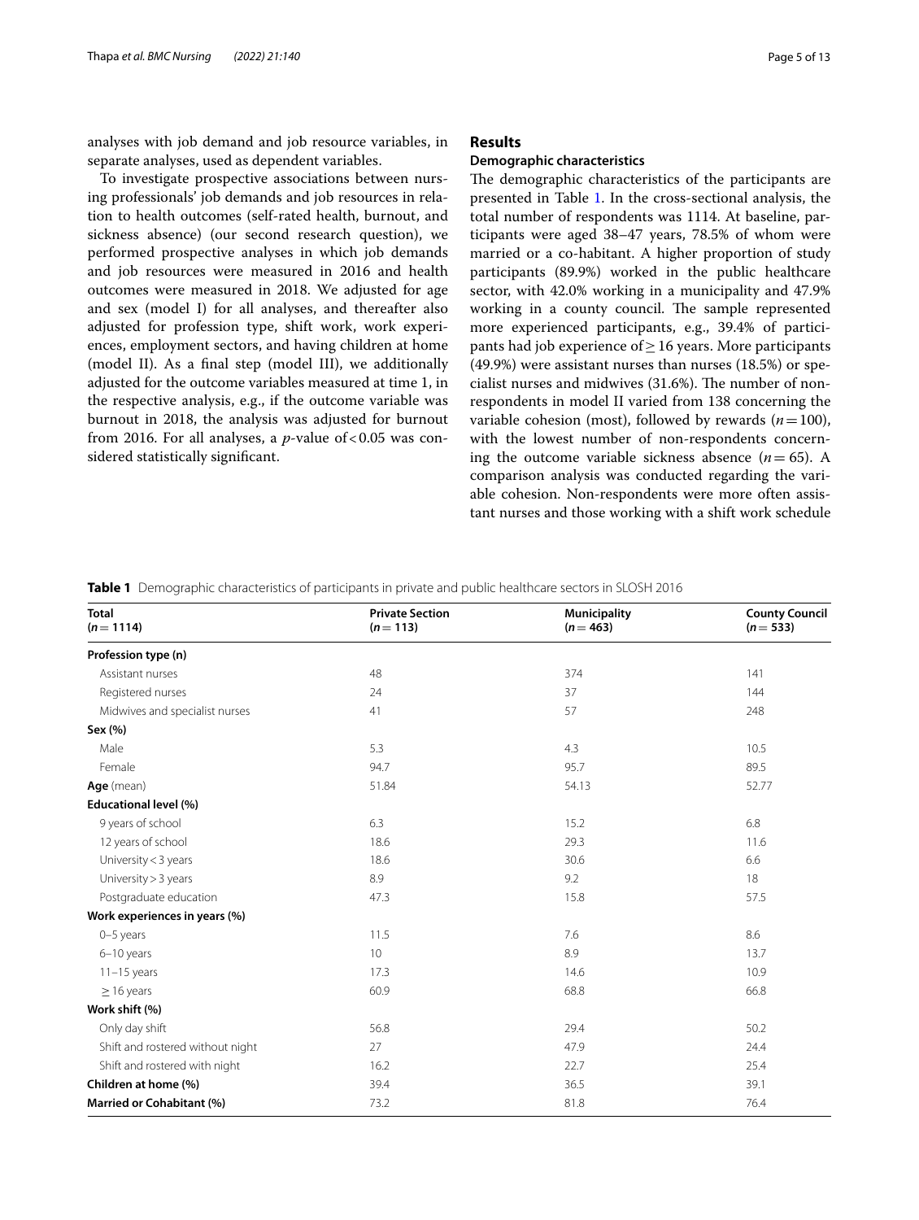analyses with job demand and job resource variables, in separate analyses, used as dependent variables.

To investigate prospective associations between nursing professionals' job demands and job resources in relation to health outcomes (self-rated health, burnout, and sickness absence) (our second research question), we performed prospective analyses in which job demands and job resources were measured in 2016 and health outcomes were measured in 2018. We adjusted for age and sex (model I) for all analyses, and thereafter also adjusted for profession type, shift work, work experiences, employment sectors, and having children at home (model II). As a final step (model III), we additionally adjusted for the outcome variables measured at time 1, in the respective analysis, e.g., if the outcome variable was burnout in 2018, the analysis was adjusted for burnout from 2016. For all analyses, a *p*-value of $<0.05$ was considered statistically significant.

## Results

### Demographic characteristics

The demographic characteristics of the participants are presented in Table 1. In the cross-sectional analysis, the total number of respondents was 1114. At baseline, participants were aged 38–47 years, 78.5% of whom were married or a co-habitant. A higher proportion of study participants (89.9%) worked in the public healthcare sector, with 42.0% working in a municipality and 47.9% working in a county council. The sample represented more experienced participants, e.g., 39.4% of participants had job experience of $\geq 16$ years. More participants (49.9%) were assistant nurses than nurses (18.5%) or specialist nurses and midwives (31.6%). The number of non-respondents in model II varied from 138 concerning the variable cohesion (most), followed by rewards ($n=100$), with the lowest number of non-respondents concerning the outcome variable sickness absence ($n=65$). A comparison analysis was conducted regarding the variable cohesion. Non-respondents were more often assistant nurses and those working with a shift work schedule

**Table 1** Demographic characteristics of participants in private and public healthcare sectors in SLOSH 2016

| Total ($n=1114$) | Private Section ($n=113$) | Municipality ($n=463$) | County Council ($n=533$) |
|---|---|---|---|
| **Profession type (n)** | | | |
| Assistant nurses | 48 | 374 | 141 |
| Registered nurses | 24 | 37 | 144 |
| Midwives and specialist nurses | 41 | 57 | 248 |
| **Sex (%)** | | | |
| Male | 5.3 | 4.3 | 10.5 |
| Female | 94.7 | 95.7 | 89.5 |
| **Age** (mean) | 51.84 | 54.13 | 52.77 |
| **Educational level (%)** | | | |
| 9 years of school | 6.3 | 15.2 | 6.8 |
| 12 years of school | 18.6 | 29.3 | 11.6 |
| University < 3 years | 18.6 | 30.6 | 6.6 |
| University > 3 years | 8.9 | 9.2 | 18 |
| Postgraduate education | 47.3 | 15.8 | 57.5 |
| **Work experiences in years (%)** | | | |
| 0–5 years | 11.5 | 7.6 | 8.6 |
| 6–10 years | 10 | 8.9 | 13.7 |
| 11–15 years | 17.3 | 14.6 | 10.9 |
| ≥ 16 years | 60.9 | 68.8 | 66.8 |
| **Work shift (%)** | | | |
| Only day shift | 56.8 | 29.4 | 50.2 |
| Shift and rostered without night | 27 | 47.9 | 24.4 |
| Shift and rostered with night | 16.2 | 22.7 | 25.4 |
| **Children at home (%)** | 39.4 | 36.5 | 39.1 |
| **Married or Cohabitant (%)** | 73.2 | 81.8 | 76.4 |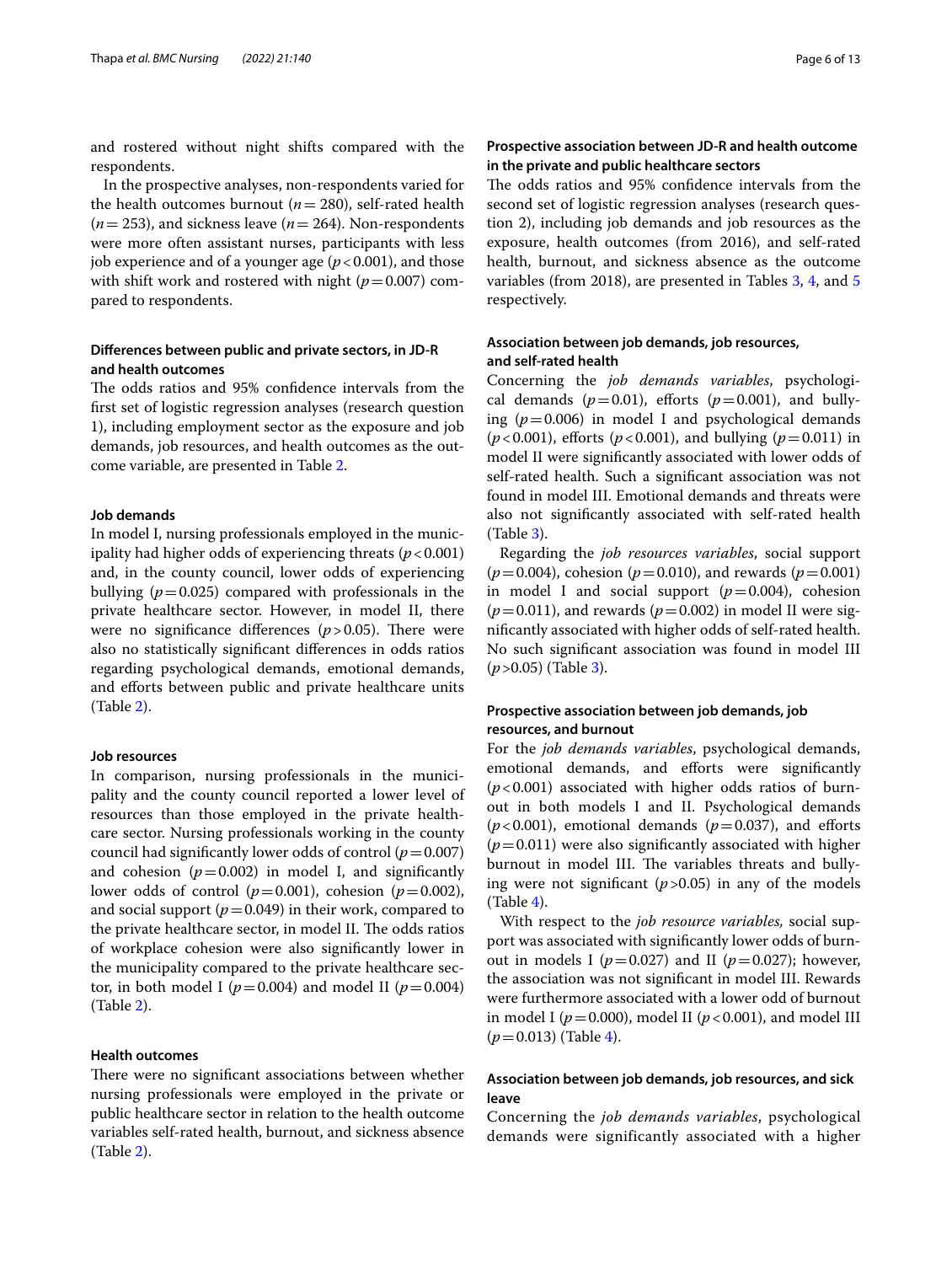and rostered without night shifts compared with the respondents.

In the prospective analyses, non-respondents varied for the health outcomes burnout ($n = 280$), self-rated health ($n = 253$), and sickness leave ($n = 264$). Non-respondents were more often assistant nurses, participants with less job experience and of a younger age ($p < 0.001$), and those with shift work and rostered with night ($p = 0.007$) compared to respondents.

### Differences between public and private sectors, in JD-R and health outcomes

The odds ratios and 95% confidence intervals from the first set of logistic regression analyses (research question 1), including employment sector as the exposure and job demands, job resources, and health outcomes as the outcome variable, are presented in Table 2.

#### Job demands

In model I, nursing professionals employed in the municipality had higher odds of experiencing threats ($p < 0.001$) and, in the county council, lower odds of experiencing bullying ($p = 0.025$) compared with professionals in the private healthcare sector. However, in model II, there were no significance differences ($p > 0.05$). There were also no statistically significant differences in odds ratios regarding psychological demands, emotional demands, and efforts between public and private healthcare units (Table 2).

#### Job resources

In comparison, nursing professionals in the municipality and the county council reported a lower level of resources than those employed in the private healthcare sector. Nursing professionals working in the county council had significantly lower odds of control ($p = 0.007$) and cohesion ($p = 0.002$) in model I, and significantly lower odds of control ($p = 0.001$), cohesion ($p = 0.002$), and social support ($p = 0.049$) in their work, compared to the private healthcare sector, in model II. The odds ratios of workplace cohesion were also significantly lower in the municipality compared to the private healthcare sector, in both model I ($p = 0.004$) and model II ($p = 0.004$) (Table 2).

#### Health outcomes

There were no significant associations between whether nursing professionals were employed in the private or public healthcare sector in relation to the health outcome variables self-rated health, burnout, and sickness absence (Table 2).

### Prospective association between JD-R and health outcome in the private and public healthcare sectors

The odds ratios and 95% confidence intervals from the second set of logistic regression analyses (research question 2), including job demands and job resources as the exposure, health outcomes (from 2016), and self-rated health, burnout, and sickness absence as the outcome variables (from 2018), are presented in Tables 3, 4, and 5 respectively.

#### Association between job demands, job resources, and self-rated health

Concerning the *job demands variables*, psychological demands ($p = 0.01$), efforts ($p = 0.001$), and bullying ($p = 0.006$) in model I and psychological demands ($p < 0.001$), efforts ($p < 0.001$), and bullying ($p = 0.011$) in model II were significantly associated with lower odds of self-rated health. Such a significant association was not found in model III. Emotional demands and threats were also not significantly associated with self-rated health (Table 3).

Regarding the *job resources variables*, social support ($p = 0.004$), cohesion ($p = 0.010$), and rewards ($p = 0.001$) in model I and social support ($p = 0.004$), cohesion ($p = 0.011$), and rewards ($p = 0.002$) in model II were significantly associated with higher odds of self-rated health. No such significant association was found in model III ($p > 0.05$) (Table 3).

#### Prospective association between job demands, job resources, and burnout

For the *job demands variables*, psychological demands, emotional demands, and efforts were significantly ($p < 0.001$) associated with higher odds ratios of burnout in both models I and II. Psychological demands ($p < 0.001$), emotional demands ($p = 0.037$), and efforts ($p = 0.011$) were also significantly associated with higher burnout in model III. The variables threats and bullying were not significant ($p > 0.05$) in any of the models (Table 4).

With respect to the *job resource variables*, social support was associated with significantly lower odds of burnout in models I ($p = 0.027$) and II ($p = 0.027$); however, the association was not significant in model III. Rewards were furthermore associated with a lower odd of burnout in model I ($p = 0.000$), model II ($p < 0.001$), and model III ($p = 0.013$) (Table 4).

#### Association between job demands, job resources, and sick leave

Concerning the *job demands variables*, psychological demands were significantly associated with a higher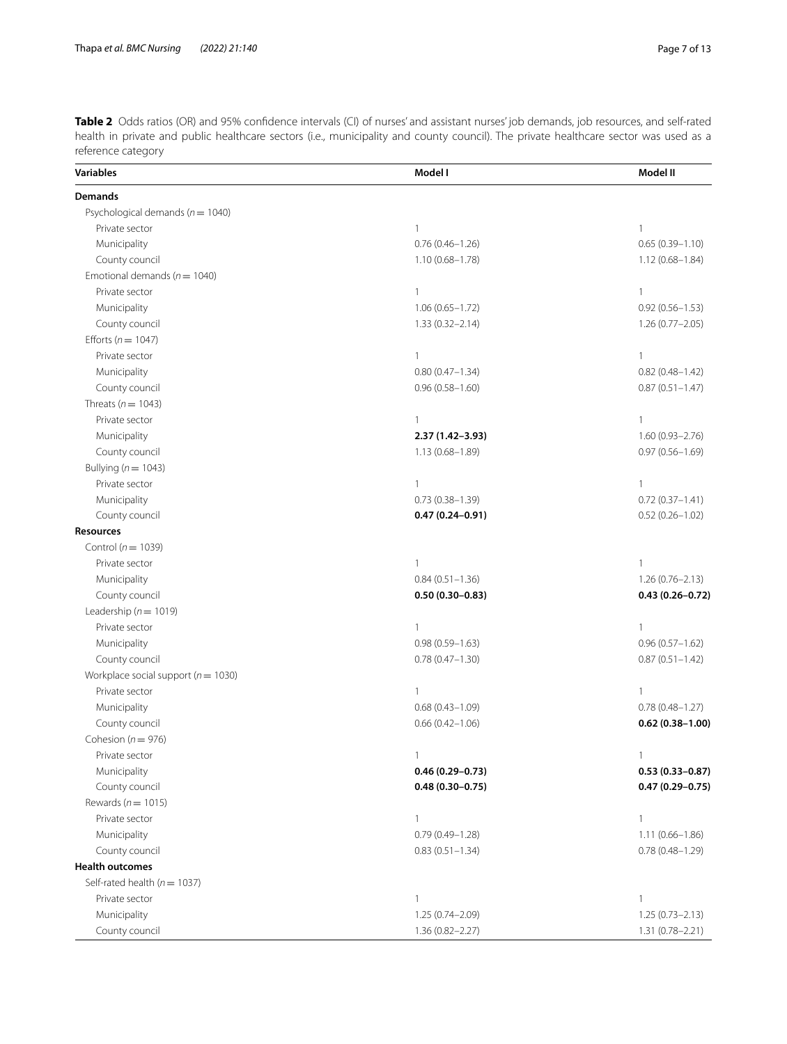**Table 2** Odds ratios (OR) and 95% confidence intervals (CI) of nurses' and assistant nurses' job demands, job resources, and self-rated health in private and public healthcare sectors (i.e., municipality and county council). The private healthcare sector was used as a reference category

| Variables | Model I | Model II |
|---|---|---|
| **Demands** | | |
| Psychological demands ($n = 1040$) | | |
| Private sector | 1 | 1 |
| Municipality | 0.76 (0.46–1.26) | 0.65 (0.39–1.10) |
| County council | 1.10 (0.68–1.78) | 1.12 (0.68–1.84) |
| Emotional demands ($n = 1040$) | | |
| Private sector | 1 | 1 |
| Municipality | 1.06 (0.65–1.72) | 0.92 (0.56–1.53) |
| County council | 1.33 (0.32–2.14) | 1.26 (0.77–2.05) |
| Efforts ($n = 1047$) | | |
| Private sector | 1 | 1 |
| Municipality | 0.80 (0.47–1.34) | 0.82 (0.48–1.42) |
| County council | 0.96 (0.58–1.60) | 0.87 (0.51–1.47) |
| Threats ($n = 1043$) | | |
| Private sector | 1 | 1 |
| Municipality | **2.37 (1.42–3.93)** | 1.60 (0.93–2.76) |
| County council | 1.13 (0.68–1.89) | 0.97 (0.56–1.69) |
| Bullying ($n = 1043$) | | |
| Private sector | 1 | 1 |
| Municipality | 0.73 (0.38–1.39) | 0.72 (0.37–1.41) |
| County council | **0.47 (0.24–0.91)** | 0.52 (0.26–1.02) |
| **Resources** | | |
| Control ($n = 1039$) | | |
| Private sector | 1 | 1 |
| Municipality | 0.84 (0.51–1.36) | 1.26 (0.76–2.13) |
| County council | **0.50 (0.30–0.83)** | **0.43 (0.26–0.72)** |
| Leadership ($n = 1019$) | | |
| Private sector | 1 | 1 |
| Municipality | 0.98 (0.59–1.63) | 0.96 (0.57–1.62) |
| County council | 0.78 (0.47–1.30) | 0.87 (0.51–1.42) |
| Workplace social support ($n = 1030$) | | |
| Private sector | 1 | 1 |
| Municipality | 0.68 (0.43–1.09) | 0.78 (0.48–1.27) |
| County council | 0.66 (0.42–1.06) | **0.62 (0.38–1.00)** |
| Cohesion ($n = 976$) | | |
| Private sector | 1 | 1 |
| Municipality | **0.46 (0.29–0.73)** | **0.53 (0.33–0.87)** |
| County council | **0.48 (0.30–0.75)** | **0.47 (0.29–0.75)** |
| Rewards ($n = 1015$) | | |
| Private sector | 1 | 1 |
| Municipality | 0.79 (0.49–1.28) | 1.11 (0.66–1.86) |
| County council | 0.83 (0.51–1.34) | 0.78 (0.48–1.29) |
| **Health outcomes** | | |
| Self-rated health ($n = 1037$) | | |
| Private sector | 1 | 1 |
| Municipality | 1.25 (0.74–2.09) | 1.25 (0.73–2.13) |
| County council | 1.36 (0.82–2.27) | 1.31 (0.78–2.21) |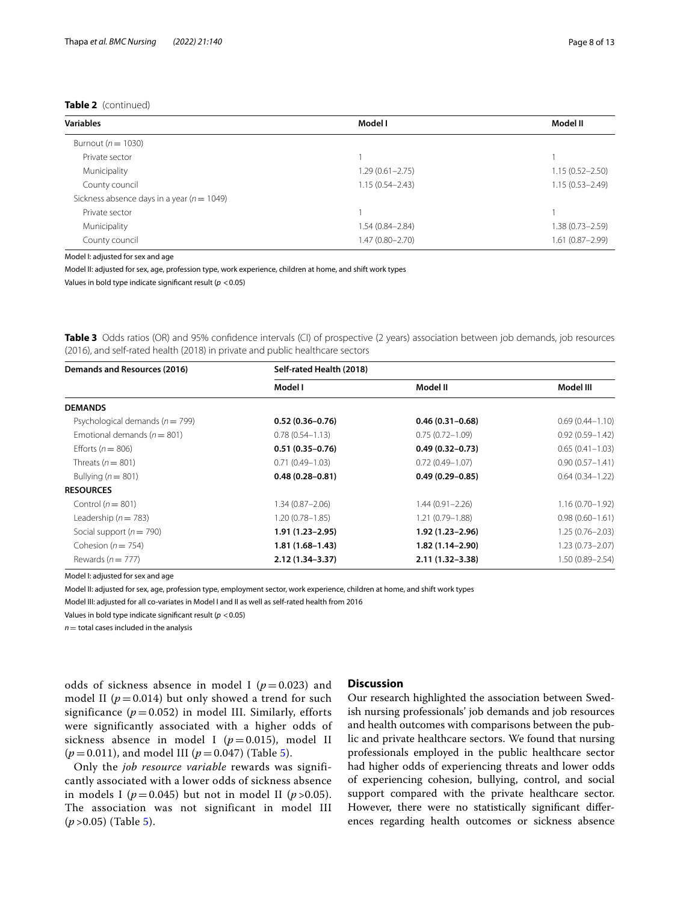**Table 2** (continued)

| Variables | Model I | Model II |
|---|---|---|
| Burnout ($n = 1030$) | | |
| Private sector | 1 | 1 |
| Municipality | 1.29 (0.61–2.75) | 1.15 (0.52–2.50) |
| County council | 1.15 (0.54–2.43) | 1.15 (0.53–2.49) |
| Sickness absence days in a year ($n = 1049$) | | |
| Private sector | 1 | 1 |
| Municipality | 1.54 (0.84–2.84) | 1.38 (0.73–2.59) |
| County council | 1.47 (0.80–2.70) | 1.61 (0.87–2.99) |

Model I: adjusted for sex and age

Model II: adjusted for sex, age, profession type, work experience, children at home, and shift work types

Values in bold type indicate significant result ($p < 0.05$)

**Table 3** Odds ratios (OR) and 95% confidence intervals (CI) of prospective (2 years) association between job demands, job resources (2016), and self-rated health (2018) in private and public healthcare sectors

| Demands and Resources (2016) | Self-rated Health (2018) | | |
|---|---|---|---|
| | Model I | Model II | Model III |
| **DEMANDS** | | | |
| Psychological demands ($n = 799$) | **0.52 (0.36–0.76)** | **0.46 (0.31–0.68)** | 0.69 (0.44–1.10) |
| Emotional demands ($n = 801$) | 0.78 (0.54–1.13) | 0.75 (0.72–1.09) | 0.92 (0.59–1.42) |
| Efforts ($n = 806$) | **0.51 (0.35–0.76)** | **0.49 (0.32–0.73)** | 0.65 (0.41–1.03) |
| Threats ($n = 801$) | 0.71 (0.49–1.03) | 0.72 (0.49–1.07) | 0.90 (0.57–1.41) |
| Bullying ($n = 801$) | **0.48 (0.28–0.81)** | **0.49 (0.29–0.85)** | 0.64 (0.34–1.22) |
| **RESOURCES** | | | |
| Control ($n = 801$) | 1.34 (0.87–2.06) | 1.44 (0.91–2.26) | 1.16 (0.70–1.92) |
| Leadership ($n = 783$) | 1.20 (0.78–1.85) | 1.21 (0.79–1.88) | 0.98 (0.60–1.61) |
| Social support ($n = 790$) | **1.91 (1.23–2.95)** | **1.92 (1.23–2.96)** | 1.25 (0.76–2.03) |
| Cohesion ($n = 754$) | **1.81 (1.68–1.43)** | **1.82 (1.14–2.90)** | 1.23 (0.73–2.07) |
| Rewards ($n = 777$) | **2.12 (1.34–3.37)** | **2.11 (1.32–3.38)** | 1.50 (0.89–2.54) |

Model I: adjusted for sex and age

Model II: adjusted for sex, age, profession type, employment sector, work experience, children at home, and shift work types

Model III: adjusted for all co-variates in Model I and II as well as self-rated health from 2016

Values in bold type indicate significant result ($p < 0.05$)

$n$ = total cases included in the analysis

odds of sickness absence in model I ($p = 0.023$) and model II ($p = 0.014$) but only showed a trend for such significance ($p = 0.052$) in model III. Similarly, efforts were significantly associated with a higher odds of sickness absence in model I ($p = 0.015$), model II ($p = 0.011$), and model III ($p = 0.047$) (Table 5).

Only the *job resource variable* rewards was significantly associated with a lower odds of sickness absence in models I ($p = 0.045$) but not in model II ($p > 0.05$). The association was not significant in model III ($p > 0.05$) (Table 5).

## Discussion

Our research highlighted the association between Swedish nursing professionals' job demands and job resources and health outcomes with comparisons between the public and private healthcare sectors. We found that nursing professionals employed in the public healthcare sector had higher odds of experiencing threats and lower odds of experiencing cohesion, bullying, control, and social support compared with the private healthcare sector. However, there were no statistically significant differences regarding health outcomes or sickness absence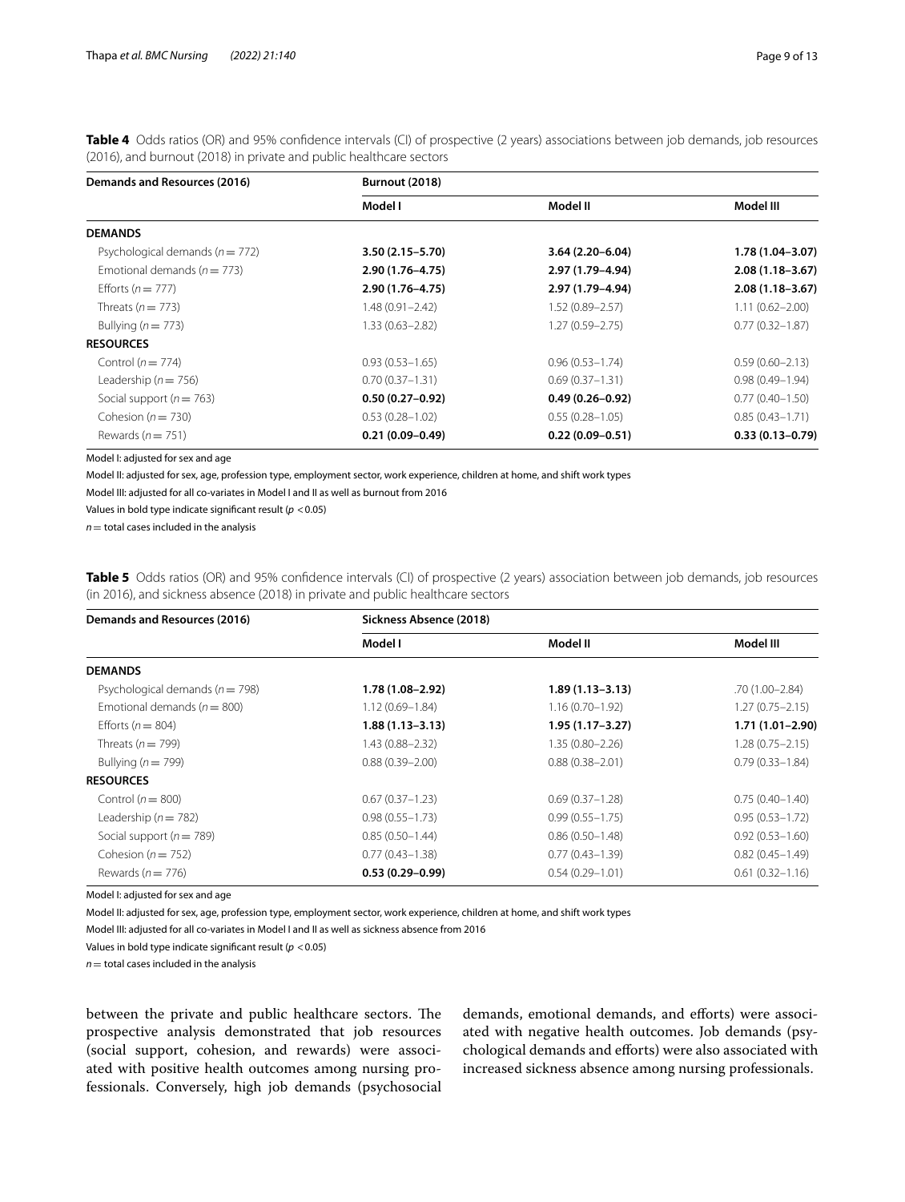**Table 4** Odds ratios (OR) and 95% confidence intervals (CI) of prospective (2 years) associations between job demands, job resources (2016), and burnout (2018) in private and public healthcare sectors

| Demands and Resources (2016) | Burnout (2018) | | |
|---|---|---|---|
| | Model I | Model II | Model III |
| **DEMANDS** | | | |
| Psychological demands ($n = 772$) | **3.50 (2.15–5.70)** | **3.64 (2.20–6.04)** | **1.78 (1.04–3.07)** |
| Emotional demands ($n = 773$) | **2.90 (1.76–4.75)** | **2.97 (1.79–4.94)** | **2.08 (1.18–3.67)** |
| Efforts ($n = 777$) | **2.90 (1.76–4.75)** | **2.97 (1.79–4.94)** | **2.08 (1.18–3.67)** |
| Threats ($n = 773$) | 1.48 (0.91–2.42) | 1.52 (0.89–2.57) | 1.11 (0.62–2.00) |
| Bullying ($n = 773$) | 1.33 (0.63–2.82) | 1.27 (0.59–2.75) | 0.77 (0.32–1.87) |
| **RESOURCES** | | | |
| Control ($n = 774$) | 0.93 (0.53–1.65) | 0.96 (0.53–1.74) | 0.59 (0.60–2.13) |
| Leadership ($n = 756$) | 0.70 (0.37–1.31) | 0.69 (0.37–1.31) | 0.98 (0.49–1.94) |
| Social support ($n = 763$) | **0.50 (0.27–0.92)** | **0.49 (0.26–0.92)** | 0.77 (0.40–1.50) |
| Cohesion ($n = 730$) | 0.53 (0.28–1.02) | 0.55 (0.28–1.05) | 0.85 (0.43–1.71) |
| Rewards ($n = 751$) | **0.21 (0.09–0.49)** | **0.22 (0.09–0.51)** | **0.33 (0.13–0.79)** |

Model I: adjusted for sex and age

Model II: adjusted for sex, age, profession type, employment sector, work experience, children at home, and shift work types

Model III: adjusted for all co-variates in Model I and II as well as burnout from 2016

Values in bold type indicate significant result ($p < 0.05$)

$n$ = total cases included in the analysis

**Table 5** Odds ratios (OR) and 95% confidence intervals (CI) of prospective (2 years) association between job demands, job resources (in 2016), and sickness absence (2018) in private and public healthcare sectors

| Demands and Resources (2016) | Sickness Absence (2018) | | |
|---|---|---|---|
| | Model I | Model II | Model III |
| **DEMANDS** | | | |
| Psychological demands ($n = 798$) | **1.78 (1.08–2.92)** | **1.89 (1.13–3.13)** | .70 (1.00–2.84) |
| Emotional demands ($n = 800$) | 1.12 (0.69–1.84) | 1.16 (0.70–1.92) | 1.27 (0.75–2.15) |
| Efforts ($n = 804$) | **1.88 (1.13–3.13)** | **1.95 (1.17–3.27)** | **1.71 (1.01–2.90)** |
| Threats ($n = 799$) | 1.43 (0.88–2.32) | 1.35 (0.80–2.26) | 1.28 (0.75–2.15) |
| Bullying ($n = 799$) | 0.88 (0.39–2.00) | 0.88 (0.38–2.01) | 0.79 (0.33–1.84) |
| **RESOURCES** | | | |
| Control ($n = 800$) | 0.67 (0.37–1.23) | 0.69 (0.37–1.28) | 0.75 (0.40–1.40) |
| Leadership ($n = 782$) | 0.98 (0.55–1.73) | 0.99 (0.55–1.75) | 0.95 (0.53–1.72) |
| Social support ($n = 789$) | 0.85 (0.50–1.44) | 0.86 (0.50–1.48) | 0.92 (0.53–1.60) |
| Cohesion ($n = 752$) | 0.77 (0.43–1.38) | 0.77 (0.43–1.39) | 0.82 (0.45–1.49) |
| Rewards ($n = 776$) | **0.53 (0.29–0.99)** | 0.54 (0.29–1.01) | 0.61 (0.32–1.16) |

Model I: adjusted for sex and age

Model II: adjusted for sex, age, profession type, employment sector, work experience, children at home, and shift work types

Model III: adjusted for all co-variates in Model I and II as well as sickness absence from 2016

Values in bold type indicate significant result ($p < 0.05$)

$n$ = total cases included in the analysis

between the private and public healthcare sectors. The prospective analysis demonstrated that job resources (social support, cohesion, and rewards) were associated with positive health outcomes among nursing professionals. Conversely, high job demands (psychosocial demands, emotional demands, and efforts) were associated with negative health outcomes. Job demands (psychological demands and efforts) were also associated with increased sickness absence among nursing professionals.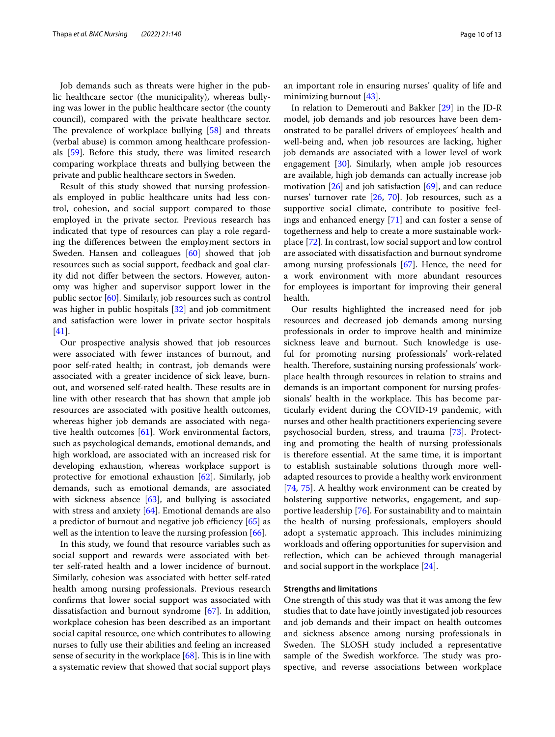Job demands such as threats were higher in the public healthcare sector (the municipality), whereas bullying was lower in the public healthcare sector (the county council), compared with the private healthcare sector. The prevalence of workplace bullying [58] and threats (verbal abuse) is common among healthcare professionals [59]. Before this study, there was limited research comparing workplace threats and bullying between the private and public healthcare sectors in Sweden.

Result of this study showed that nursing professionals employed in public healthcare units had less control, cohesion, and social support compared to those employed in the private sector. Previous research has indicated that type of resources can play a role regarding the differences between the employment sectors in Sweden. Hansen and colleagues [60] showed that job resources such as social support, feedback and goal clarity did not differ between the sectors. However, autonomy was higher and supervisor support lower in the public sector [60]. Similarly, job resources such as control was higher in public hospitals [32] and job commitment and satisfaction were lower in private sector hospitals [41].

Our prospective analysis showed that job resources were associated with fewer instances of burnout, and poor self-rated health; in contrast, job demands were associated with a greater incidence of sick leave, burnout, and worsened self-rated health. These results are in line with other research that has shown that ample job resources are associated with positive health outcomes, whereas higher job demands are associated with negative health outcomes [61]. Work environmental factors, such as psychological demands, emotional demands, and high workload, are associated with an increased risk for developing exhaustion, whereas workplace support is protective for emotional exhaustion [62]. Similarly, job demands, such as emotional demands, are associated with sickness absence [63], and bullying is associated with stress and anxiety [64]. Emotional demands are also a predictor of burnout and negative job efficiency [65] as well as the intention to leave the nursing profession [66].

In this study, we found that resource variables such as social support and rewards were associated with better self-rated health and a lower incidence of burnout. Similarly, cohesion was associated with better self-rated health among nursing professionals. Previous research confirms that lower social support was associated with dissatisfaction and burnout syndrome [67]. In addition, workplace cohesion has been described as an important social capital resource, one which contributes to allowing nurses to fully use their abilities and feeling an increased sense of security in the workplace [68]. This is in line with a systematic review that showed that social support plays an important role in ensuring nurses' quality of life and minimizing burnout [43].

In relation to Demerouti and Bakker [29] in the JD-R model, job demands and job resources have been demonstrated to be parallel drivers of employees' health and well-being and, when job resources are lacking, higher job demands are associated with a lower level of work engagement [30]. Similarly, when ample job resources are available, high job demands can actually increase job motivation [26] and job satisfaction [69], and can reduce nurses' turnover rate [26, 70]. Job resources, such as a supportive social climate, contribute to positive feelings and enhanced energy [71] and can foster a sense of togetherness and help to create a more sustainable workplace [72]. In contrast, low social support and low control are associated with dissatisfaction and burnout syndrome among nursing professionals [67]. Hence, the need for a work environment with more abundant resources for employees is important for improving their general health.

Our results highlighted the increased need for job resources and decreased job demands among nursing professionals in order to improve health and minimize sickness leave and burnout. Such knowledge is useful for promoting nursing professionals' work-related health. Therefore, sustaining nursing professionals' workplace health through resources in relation to strains and demands is an important component for nursing professionals' health in the workplace. This has become particularly evident during the COVID-19 pandemic, with nurses and other health practitioners experiencing severe psychosocial burden, stress, and trauma [73]. Protecting and promoting the health of nursing professionals is therefore essential. At the same time, it is important to establish sustainable solutions through more well-adapted resources to provide a healthy work environment [74, 75]. A healthy work environment can be created by bolstering supportive networks, engagement, and supportive leadership [76]. For sustainability and to maintain the health of nursing professionals, employers should adopt a systematic approach. This includes minimizing workloads and offering opportunities for supervision and reflection, which can be achieved through managerial and social support in the workplace [24].

### Strengths and limitations

One strength of this study was that it was among the few studies that to date have jointly investigated job resources and job demands and their impact on health outcomes and sickness absence among nursing professionals in Sweden. The SLOSH study included a representative sample of the Swedish workforce. The study was prospective, and reverse associations between workplace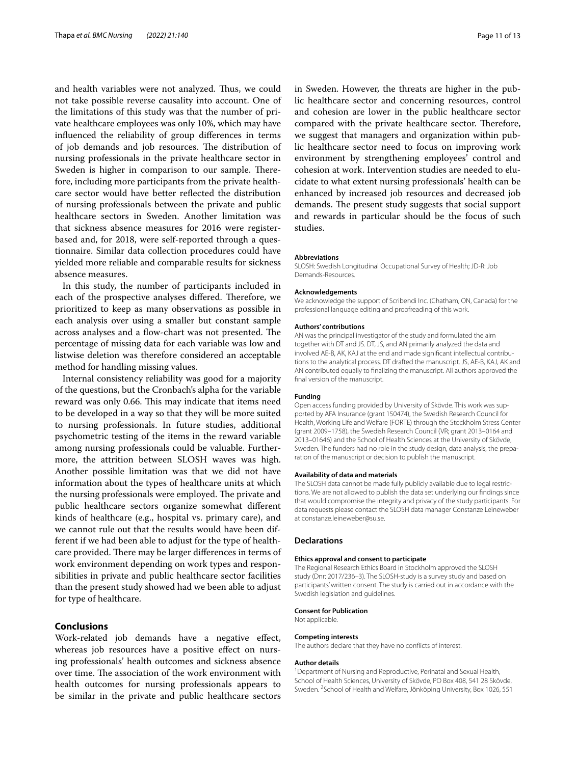and health variables were not analyzed. Thus, we could not take possible reverse causality into account. One of the limitations of this study was that the number of private healthcare employees was only 10%, which may have influenced the reliability of group differences in terms of job demands and job resources. The distribution of nursing professionals in the private healthcare sector in Sweden is higher in comparison to our sample. Therefore, including more participants from the private healthcare sector would have better reflected the distribution of nursing professionals between the private and public healthcare sectors in Sweden. Another limitation was that sickness absence measures for 2016 were register-based and, for 2018, were self-reported through a questionnaire. Similar data collection procedures could have yielded more reliable and comparable results for sickness absence measures.

In this study, the number of participants included in each of the prospective analyses differed. Therefore, we prioritized to keep as many observations as possible in each analysis over using a smaller but constant sample across analyses and a flow-chart was not presented. The percentage of missing data for each variable was low and listwise deletion was therefore considered an acceptable method for handling missing values.

Internal consistency reliability was good for a majority of the questions, but the Cronbach's alpha for the variable reward was only 0.66. This may indicate that items need to be developed in a way so that they will be more suited to nursing professionals. In future studies, additional psychometric testing of the items in the reward variable among nursing professionals could be valuable. Furthermore, the attrition between SLOSH waves was high. Another possible limitation was that we did not have information about the types of healthcare units at which the nursing professionals were employed. The private and public healthcare sectors organize somewhat different kinds of healthcare (e.g., hospital vs. primary care), and we cannot rule out that the results would have been different if we had been able to adjust for the type of healthcare provided. There may be larger differences in terms of work environment depending on work types and responsibilities in private and public healthcare sector facilities than the present study showed had we been able to adjust for type of healthcare.

## Conclusions

Work-related job demands have a negative effect, whereas job resources have a positive effect on nursing professionals' health outcomes and sickness absence over time. The association of the work environment with health outcomes for nursing professionals appears to be similar in the private and public healthcare sectors in Sweden. However, the threats are higher in the public healthcare sector and concerning resources, control and cohesion are lower in the public healthcare sector compared with the private healthcare sector. Therefore, we suggest that managers and organization within public healthcare sector need to focus on improving work environment by strengthening employees' control and cohesion at work. Intervention studies are needed to elucidate to what extent nursing professionals' health can be enhanced by increased job resources and decreased job demands. The present study suggests that social support and rewards in particular should be the focus of such studies.

#### Abbreviations

SLOSH: Swedish Longitudinal Occupational Survey of Health; JD-R: Job Demands-Resources.

#### Acknowledgements

We acknowledge the support of Scribendi Inc. (Chatham, ON, Canada) for the professional language editing and proofreading of this work.

#### Authors' contributions

AN was the principal investigator of the study and formulated the aim together with DT and JS. DT, JS, and AN primarily analyzed the data and involved AE-B, AK, KAJ at the end and made significant intellectual contributions to the analytical process. DT drafted the manuscript. JS, AE-B, KAJ, AK and AN contributed equally to finalizing the manuscript. All authors approved the final version of the manuscript.

#### Funding

Open access funding provided by University of Skövde. This work was supported by AFA Insurance (grant 150474), the Swedish Research Council for Health, Working Life and Welfare (FORTE) through the Stockholm Stress Center (grant 2009–1758), the Swedish Research Council (VR; grant 2013–0164 and 2013–01646) and the School of Health Sciences at the University of Skövde, Sweden. The funders had no role in the study design, data analysis, the preparation of the manuscript or decision to publish the manuscript.

#### Availability of data and materials

The SLOSH data cannot be made fully publicly available due to legal restrictions. We are not allowed to publish the data set underlying our findings since that would compromise the integrity and privacy of the study participants. For data requests please contact the SLOSH data manager Constanze Leineweber at constanze.leineweber@su.se.

### Declarations

#### Ethics approval and consent to participate

The Regional Research Ethics Board in Stockholm approved the SLOSH study (Dnr: 2017/236–3). The SLOSH-study is a survey study and based on participants' written consent. The study is carried out in accordance with the Swedish legislation and guidelines.

#### Consent for Publication

Not applicable.

#### Competing interests

The authors declare that they have no conflicts of interest.

#### Author details

[1]Department of Nursing and Reproductive, Perinatal and Sexual Health, School of Health Sciences, University of Skövde, PO Box 408, 541 28 Skövde, Sweden. [2]School of Health and Welfare, Jönköping University, Box 1026, 551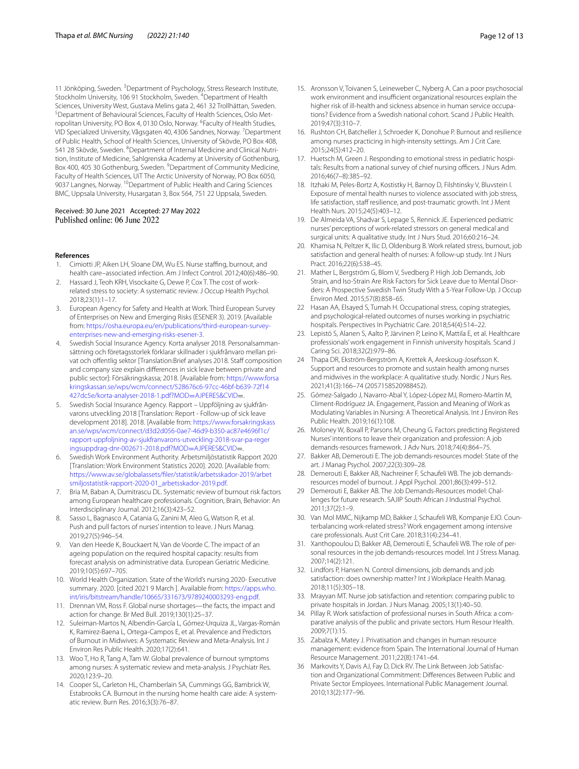11 Jönköping, Sweden. [3]Department of Psychology, Stress Research Institute, Stockholm University, 106 91 Stockholm, Sweden. [4]Department of Health Sciences, University West, Gustava Melins gata 2, 461 32 Trollhättan, Sweden. [5]Department of Behavioural Sciences, Faculty of Health Sciences, Oslo Metropolitan University, PO Box 4, 0130 Oslo, Norway. [6]Faculty of Health Studies, VID Specialized University, Vågsgaten 40, 4306 Sandnes, Norway. [7]Department of Public Health, School of Health Sciences, University of Skövde, PO Box 408, 541 28 Skövde, Sweden. [8]Department of Internal Medicine and Clinical Nutrition, Institute of Medicine, Sahlgrenska Academy at University of Gothenburg, Box 400, 405 30 Gothenburg, Sweden. [9]Department of Community Medicine, Faculty of Health Sciences, UiT The Arctic University of Norway, PO Box 6050, 9037 Langnes, Norway. [10]Department of Public Health and Caring Sciences BMC, Uppsala University, Husargatan 3, Box 564, 751 22 Uppsala, Sweden.

Received: 30 June 2021 Accepted: 27 May 2022
Published online: 06 June 2022

## References

1. Cimiotti JP, Aiken LH, Sloane DM, Wu ES. Nurse staffing, burnout, and health care–associated infection. Am J Infect Control. 2012;40(6):486–90.
2. Hassard J, Teoh KRH, Visockaite G, Dewe P, Cox T. The cost of work-related stress to society: A systematic review. J Occup Health Psychol. 2018;23(1):1–17.
3. European Agency for Safety and Health at Work. Third European Survey of Enterprises on New and Emerging Risks (ESENER 3). 2019. [Available from: https://osha.europa.eu/en/publications/third-european-survey-enterprises-new-and-emerging-risks-esener-3.
4. Swedish Social Insurance Agency. Korta analyser 2018. Personalsammansättning och företagsstorlek förklarar skillnader i sjukfrånvaro mellan privat och offentlig sektor [Translation:Brief analyses 2018. Staff composition and company size explain differences in sick leave between private and public sector]: Försäkringskassa; 2018. [Available from: https://www.forsakringskassan.se/wps/wcm/connect/528676c6-97cc-46bf-b639-72f14427dc5e/korta-analyser-2018-1.pdf?MOD=AJPERES&CVID=.
5. Swedish Social Insurance Agency. Rapport – Uppföljning av sjukfrånvarons utveckling 2018 [Translation: Report - Follow-up of sick leave development 2018]. 2018. [Available from: https://www.forsakringskassan.se/wps/wcm/connect/d3d2d056-0ae7-46d9-b350-ac87e4696f1c/rapport-uppfoljning-av-sjukfranvarons-utveckling-2018-svar-pa-regeringsuppdrag-dnr-002671-2018.pdf?MOD=AJPERES&CVID=.
6. Swedish Work Environment Authority. Arbetsmiljöstatistik Rapport 2020 [Translation: Work Environment Statistics 2020]. 2020. [Available from: https://www.av.se/globalassets/filer/statistik/arbetsskador-2019/arbetsmiljostatistik-rapport-2020-01_arbetsskador-2019.pdf.
7. Bria M, Baban A, Dumitrascu DL. Systematic review of burnout risk factors among European healthcare professionals. Cognition, Brain, Behavior: An Interdisciplinary Journal. 2012;16(3):423–52.
8. Sasso L, Bagnasco A, Catania G, Zanini M, Aleo G, Watson R, et al. Push and pull factors of nurses' intention to leave. J Nurs Manag. 2019;27(5):946–54.
9. Van den Heede K, Bouckaert N, Van de Voorde C. The impact of an ageing population on the required hospital capacity: results from forecast analysis on administrative data. European Geriatric Medicine. 2019;10(5):697–705.
10. World Health Organization. State of the World's nursing 2020- Executive summary. 2020. [cited 2021 9 March ]. Available from: https://apps.who.int/iris/bitstream/handle/10665/331673/9789240003293-eng.pdf.
11. Drennan VM, Ross F. Global nurse shortages—the facts, the impact and action for change. Br Med Bull. 2019;130(1):25–37.
12. Suleiman-Martos N, Albendín-García L, Gómez-Urquiza JL, Vargas-Román K, Ramirez-Baena L, Ortega-Campos E, et al. Prevalence and Predictors of Burnout in Midwives: A Systematic Review and Meta-Analysis. Int J Environ Res Public Health. 2020;17(2):641.
13. Woo T, Ho R, Tang A, Tam W. Global prevalence of burnout symptoms among nurses: A systematic review and meta-analysis. J Psychiatr Res. 2020;123:9–20.
14. Cooper SL, Carleton HL, Chamberlain SA, Cummings GG, Bambrick W, Estabrooks CA. Burnout in the nursing home health care aide: A systematic review. Burn Res. 2016;3(3):76–87.
15. Aronsson V, Toivanen S, Leineweber C, Nyberg A. Can a poor psychosocial work environment and insufficient organizational resources explain the higher risk of ill-health and sickness absence in human service occupations? Evidence from a Swedish national cohort. Scand J Public Health. 2019;47(3):310–7.
16. Rushton CH, Batcheller J, Schroeder K, Donohue P. Burnout and resilience among nurses practicing in high-intensity settings. Am J Crit Care. 2015;24(5):412–20.
17. Huetsch M, Green J. Responding to emotional stress in pediatric hospitals: Results from a national survey of chief nursing officers. J Nurs Adm. 2016;46(7–8):385–92.
18. Itzhaki M, Peles-Bortz A, Kostistky H, Barnoy D, Filshtinsky V, Bluvstein I. Exposure of mental health nurses to violence associated with job stress, life satisfaction, staff resilience, and post-traumatic growth. Int J Ment Health Nurs. 2015;24(5):403–12.
19. De Almeida VA, Shadvar S, Lepage S, Rennick JE. Experienced pediatric nurses' perceptions of work-related stressors on general medical and surgical units: A qualitative study. Int J Nurs Stud. 2016;60:216–24.
20. Khamisa N, Peltzer K, Ilic D, Oldenburg B. Work related stress, burnout, job satisfaction and general health of nurses: A follow-up study. Int J Nurs Pract. 2016;22(6):538–45.
21. Mather L, Bergström G, Blom V, Svedberg P. High Job Demands, Job Strain, and Iso-Strain Are Risk Factors for Sick Leave due to Mental Disorders: A Prospective Swedish Twin Study With a 5-Year Follow-Up. J Occup Environ Med. 2015;57(8):858–65.
22. Hasan AA, Elsayed S, Tumah H. Occupational stress, coping strategies, and psychological-related outcomes of nurses working in psychiatric hospitals. Perspectives In Psychiatric Care. 2018;54(4):514–22.
23. Lepistö S, Alanen S, Aalto P, Järvinen P, Leino K, Mattila E, et al. Healthcare professionals' work engagement in Finnish university hospitals. Scand J Caring Sci. 2018;32(2):979–86.
24. Thapa DR, Ekström-Bergström A, Krettek A, Areskoug-Josefsson K. Support and resources to promote and sustain health among nurses and midwives in the workplace: A qualitative study. Nordic J Nurs Res. 2021;41(3):166–74 (2057158520988452).
25. Gómez-Salgado J, Navarro-Abal Y, López-López MJ, Romero-Martín M, Climent-Rodríguez JA. Engagement, Passion and Meaning of Work as Modulating Variables in Nursing: A Theoretical Analysis. Int J Environ Res Public Health. 2019;16(1):108.
26. Moloney W, Boxall P, Parsons M, Cheung G. Factors predicting Registered Nurses' intentions to leave their organization and profession: A job demands-resources framework. J Adv Nurs. 2018;74(4):864–75.
27. Bakker AB, Demerouti E. The job demands-resources model: State of the art. J Manag Psychol. 2007;22(3):309–28.
28. Demerouti E, Bakker AB, Nachreiner F, Schaufeli WB. The job demands-resources model of burnout. J Appl Psychol. 2001;86(3):499–512.
29. Demerouti E, Bakker AB. The Job Demands-Resources model: Challenges for future research. SAJIP South African J Industrial Psychol. 2011;37(2):1–9.
30. Van Mol MMC, Nijkamp MD, Bakker J, Schaufeli WB, Kompanje EJO. Counterbalancing work-related stress? Work engagement among intensive care professionals. Aust Crit Care. 2018;31(4):234–41.
31. Xanthopoulou D, Bakker AB, Demerouti E, Schaufeli WB. The role of personal resources in the job demands-resources model. Int J Stress Manag. 2007;14(2):121.
32. Lindfors P, Hansen N. Control dimensions, job demands and job satisfaction: does ownership matter? Int J Workplace Health Manag. 2018;11(5):305–18.
33. Mrayyan MT. Nurse job satisfaction and retention: comparing public to private hospitals in Jordan. J Nurs Manag. 2005;13(1):40–50.
34. Pillay R. Work satisfaction of professional nurses in South Africa: a comparative analysis of the public and private sectors. Hum Resour Health. 2009;7(1):15.
35. Zabalza K, Matey J. Privatisation and changes in human resource management: evidence from Spain. The International Journal of Human Resource Management. 2011;22(8):1741–64.
36. Markovits Y, Davis AJ, Fay D, Dick RV. The Link Between Job Satisfaction and Organizational Commitment: Differences Between Public and Private Sector Employees. International Public Management Journal. 2010;13(2):177–96.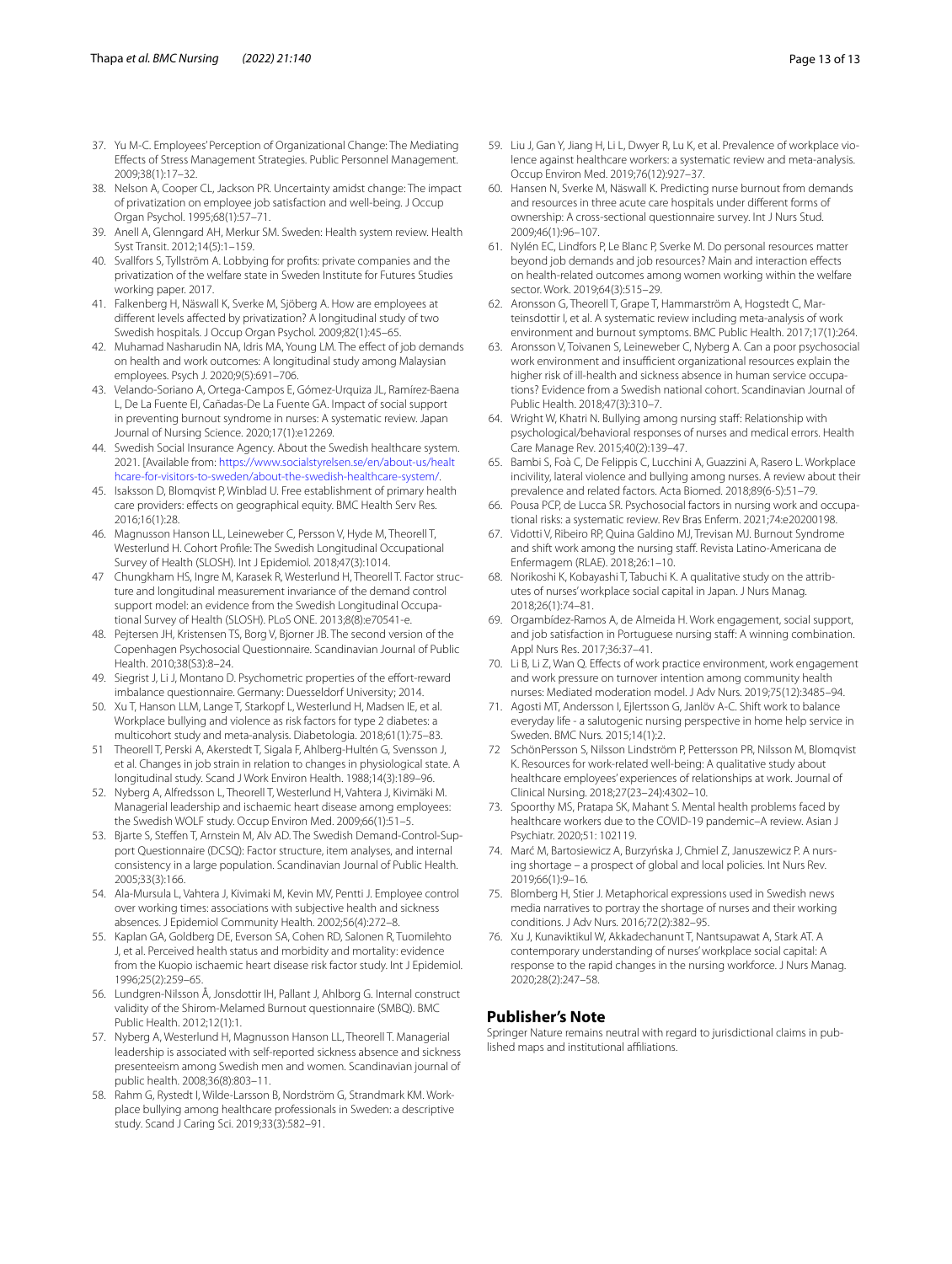37. Yu M-C. Employees' Perception of Organizational Change: The Mediating Effects of Stress Management Strategies. Public Personnel Management. 2009;38(1):17–32.
38. Nelson A, Cooper CL, Jackson PR. Uncertainty amidst change: The impact of privatization on employee job satisfaction and well-being. J Occup Organ Psychol. 1995;68(1):57–71.
39. Anell A, Glenngard AH, Merkur SM. Sweden: Health system review. Health Syst Transit. 2012;14(5):1–159.
40. Svallfors S, Tyllström A. Lobbying for profits: private companies and the privatization of the welfare state in Sweden Institute for Futures Studies working paper. 2017.
41. Falkenberg H, Näswall K, Sverke M, Sjöberg A. How are employees at different levels affected by privatization? A longitudinal study of two Swedish hospitals. J Occup Organ Psychol. 2009;82(1):45–65.
42. Muhamad Nasharudin NA, Idris MA, Young LM. The effect of job demands on health and work outcomes: A longitudinal study among Malaysian employees. Psych J. 2020;9(5):691–706.
43. Velando-Soriano A, Ortega-Campos E, Gómez-Urquiza JL, Ramírez-Baena L, De La Fuente EI, Cañadas-De La Fuente GA. Impact of social support in preventing burnout syndrome in nurses: A systematic review. Japan Journal of Nursing Science. 2020;17(1):e12269.
44. Swedish Social Insurance Agency. About the Swedish healthcare system. 2021. [Available from: https://www.socialstyrelsen.se/en/about-us/healthcare-for-visitors-to-sweden/about-the-swedish-healthcare-system/.
45. Isaksson D, Blomqvist P, Winblad U. Free establishment of primary health care providers: effects on geographical equity. BMC Health Serv Res. 2016;16(1):28.
46. Magnusson Hanson LL, Leineweber C, Persson V, Hyde M, Theorell T, Westerlund H. Cohort Profile: The Swedish Longitudinal Occupational Survey of Health (SLOSH). Int J Epidemiol. 2018;47(3):1014.
47. Chungkham HS, Ingre M, Karasek R, Westerlund H, Theorell T. Factor structure and longitudinal measurement invariance of the demand control support model: an evidence from the Swedish Longitudinal Occupational Survey of Health (SLOSH). PLoS ONE. 2013;8(8):e70541-e.
48. Pejtersen JH, Kristensen TS, Borg V, Bjorner JB. The second version of the Copenhagen Psychosocial Questionnaire. Scandinavian Journal of Public Health. 2010;38(S3):8–24.
49. Siegrist J, Li J, Montano D. Psychometric properties of the effort-reward imbalance questionnaire. Germany: Duesseldorf University; 2014.
50. Xu T, Hanson LLM, Lange T, Starkopf L, Westerlund H, Madsen IE, et al. Workplace bullying and violence as risk factors for type 2 diabetes: a multicohort study and meta-analysis. Diabetologia. 2018;61(1):75–83.
51. Theorell T, Perski A, Akerstedt T, Sigala F, Ahlberg-Hultén G, Svensson J, et al. Changes in job strain in relation to changes in physiological state. A longitudinal study. Scand J Work Environ Health. 1988;14(3):189–96.
52. Nyberg A, Alfredsson L, Theorell T, Westerlund H, Vahtera J, Kivimäki M. Managerial leadership and ischaemic heart disease among employees: the Swedish WOLF study. Occup Environ Med. 2009;66(1):51–5.
53. Bjarte S, Steffen T, Arnstein M, Alv AD. The Swedish Demand-Control-Support Questionnaire (DCSQ): Factor structure, item analyses, and internal consistency in a large population. Scandinavian Journal of Public Health. 2005;33(3):166.
54. Ala-Mursula L, Vahtera J, Kivimaki M, Kevin MV, Pentti J. Employee control over working times: associations with subjective health and sickness absences. J Epidemiol Community Health. 2002;56(4):272–8.
55. Kaplan GA, Goldberg DE, Everson SA, Cohen RD, Salonen R, Tuomilehto J, et al. Perceived health status and morbidity and mortality: evidence from the Kuopio ischaemic heart disease risk factor study. Int J Epidemiol. 1996;25(2):259–65.
56. Lundgren-Nilsson Å, Jonsdottir IH, Pallant J, Ahlborg G. Internal construct validity of the Shirom-Melamed Burnout questionnaire (SMBQ). BMC Public Health. 2012;12(1):1.
57. Nyberg A, Westerlund H, Magnusson Hanson LL, Theorell T. Managerial leadership is associated with self-reported sickness absence and sickness presenteeism among Swedish men and women. Scandinavian journal of public health. 2008;36(8):803–11.
58. Rahm G, Rystedt I, Wilde-Larsson B, Nordström G, Strandmark KM. Workplace bullying among healthcare professionals in Sweden: a descriptive study. Scand J Caring Sci. 2019;33(3):582–91.
59. Liu J, Gan Y, Jiang H, Li L, Dwyer R, Lu K, et al. Prevalence of workplace violence against healthcare workers: a systematic review and meta-analysis. Occup Environ Med. 2019;76(12):927–37.
60. Hansen N, Sverke M, Näswall K. Predicting nurse burnout from demands and resources in three acute care hospitals under different forms of ownership: A cross-sectional questionnaire survey. Int J Nurs Stud. 2009;46(1):96–107.
61. Nylén EC, Lindfors P, Le Blanc P, Sverke M. Do personal resources matter beyond job demands and job resources? Main and interaction effects on health-related outcomes among women working within the welfare sector. Work. 2019;64(3):515–29.
62. Aronsson G, Theorell T, Grape T, Hammarström A, Hogstedt C, Marteinsdottir I, et al. A systematic review including meta-analysis of work environment and burnout symptoms. BMC Public Health. 2017;17(1):264.
63. Aronsson V, Toivanen S, Leineweber C, Nyberg A. Can a poor psychosocial work environment and insufficient organizational resources explain the higher risk of ill-health and sickness absence in human service occupations? Evidence from a Swedish national cohort. Scandinavian Journal of Public Health. 2018;47(3):310–7.
64. Wright W, Khatri N. Bullying among nursing staff: Relationship with psychological/behavioral responses of nurses and medical errors. Health Care Manage Rev. 2015;40(2):139–47.
65. Bambi S, Foà C, De Felippis C, Lucchini A, Guazzini A, Rasero L. Workplace incivility, lateral violence and bullying among nurses. A review about their prevalence and related factors. Acta Biomed. 2018;89(6-S):51–79.
66. Pousa PCP, de Lucca SR. Psychosocial factors in nursing work and occupational risks: a systematic review. Rev Bras Enferm. 2021;74:e20200198.
67. Vidotti V, Ribeiro RP, Quina Galdino MJ, Trevisan MJ. Burnout Syndrome and shift work among the nursing staff. Revista Latino-Americana de Enfermagem (RLAE). 2018;26:1–10.
68. Norikoshi K, Kobayashi T, Tabuchi K. A qualitative study on the attributes of nurses' workplace social capital in Japan. J Nurs Manag. 2018;26(1):74–81.
69. Orgambídez-Ramos A, de Almeida H. Work engagement, social support, and job satisfaction in Portuguese nursing staff: A winning combination. Appl Nurs Res. 2017;36:37–41.
70. Li B, Li Z, Wan Q. Effects of work practice environment, work engagement and work pressure on turnover intention among community health nurses: Mediated moderation model. J Adv Nurs. 2019;75(12):3485–94.
71. Agosti MT, Andersson I, Ejlertsson G, Janlöv A-C. Shift work to balance everyday life - a salutogenic nursing perspective in home help service in Sweden. BMC Nurs. 2015;14(1):2.
72. SchönPersson S, Nilsson Lindström P, Pettersson PR, Nilsson M, Blomqvist K. Resources for work-related well-being: A qualitative study about healthcare employees' experiences of relationships at work. Journal of Clinical Nursing. 2018;27(23–24):4302–10.
73. Spoorthy MS, Pratapa SK, Mahant S. Mental health problems faced by healthcare workers due to the COVID-19 pandemic–A review. Asian J Psychiatr. 2020;51: 102119.
74. Marć M, Bartosiewicz A, Burzyńska J, Chmiel Z, Januszewicz P. A nursing shortage – a prospect of global and local policies. Int Nurs Rev. 2019;66(1):9–16.
75. Blomberg H, Stier J. Metaphorical expressions used in Swedish news media narratives to portray the shortage of nurses and their working conditions. J Adv Nurs. 2016;72(2):382–95.
76. Xu J, Kunaviktikul W, Akkadechanunt T, Nantsupawat A, Stark AT. A contemporary understanding of nurses' workplace social capital: A response to the rapid changes in the nursing workforce. J Nurs Manag. 2020;28(2):247–58.

## Publisher's Note

Springer Nature remains neutral with regard to jurisdictional claims in published maps and institutional affiliations.